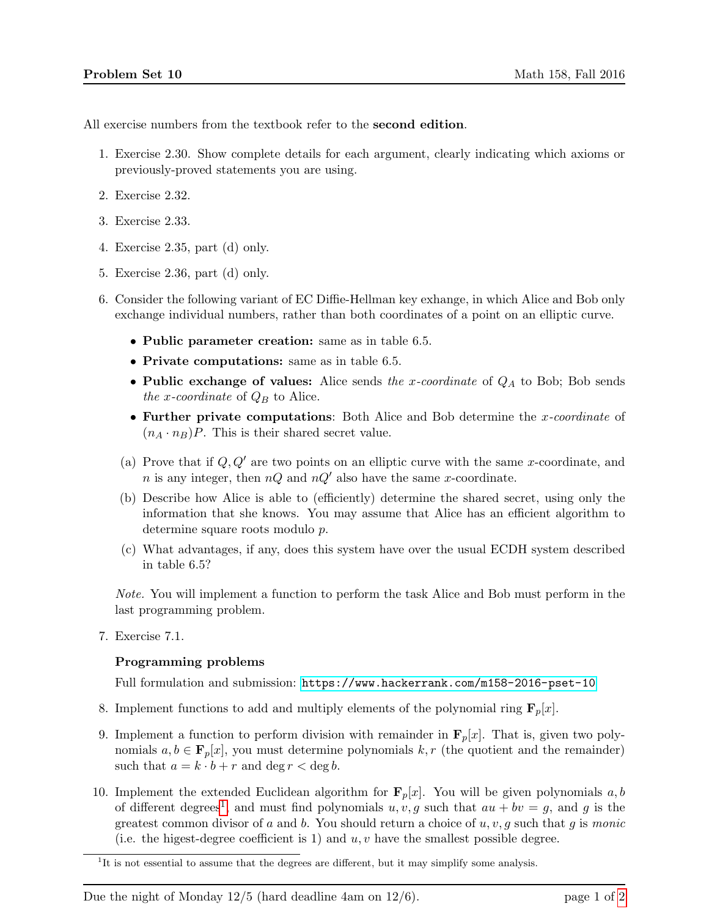All exercise numbers from the textbook refer to the **second edition**.

1. Exercise 2.30. Show complete details for each argument, clearly indicating which axioms or previously-proved statements you are using.

2. Exercise 2.32.

3. Exercise 2.33.

4. Exercise 2.35, part (d) only.

5. Exercise 2.36, part (d) only.

6. Consider the following variant of EC Diffie-Hellman key exhange, in which Alice and Bob only exchange individual numbers, rather than both coordinates of a point on an elliptic curve.

   - **Public parameter creation:** same as in table 6.5.
   - **Private computations:** same as in table 6.5.
   - **Public exchange of values:** Alice sends *the x-coordinate* of $Q_A$ to Bob; Bob sends *the x-coordinate* of $Q_B$ to Alice.
   - **Further private computations**: Both Alice and Bob determine the *x-coordinate* of $(n_A \cdot n_B)P$. This is their shared secret value.

   (a) Prove that if $Q, Q'$ are two points on an elliptic curve with the same $x$-coordinate, and $n$ is any integer, then $nQ$ and $nQ'$ also have the same $x$-coordinate.

   (b) Describe how Alice is able to (efficiently) determine the shared secret, using only the information that she knows. You may assume that Alice has an efficient algorithm to determine square roots modulo $p$.

   (c) What advantages, if any, does this system have over the usual ECDH system described in table 6.5?

   *Note.* You will implement a function to perform the task Alice and Bob must perform in the last programming problem.

7. Exercise 7.1.

   **Programming problems**

   Full formulation and submission: `https://www.hackerrank.com/m158-2016-pset-10`

8. Implement functions to add and multiply elements of the polynomial ring $\mathbf{F}_p[x]$.

9. Implement a function to perform division with remainder in $\mathbf{F}_p[x]$. That is, given two polynomials $a, b \in \mathbf{F}_p[x]$, you must determine polynomials $k, r$ (the quotient and the remainder) such that $a = k \cdot b + r$ and $\deg r < \deg b$.

10. Implement the extended Euclidean algorithm for $\mathbf{F}_p[x]$. You will be given polynomials $a, b$ of different degrees[1], and must find polynomials $u, v, g$ such that $au + bv = g$, and $g$ is the greatest common divisor of $a$ and $b$. You should return a choice of $u, v, g$ such that $g$ is *monic* (i.e. the higest-degree coefficient is 1) and $u, v$ have the smallest possible degree.

[1] It is not essential to assume that the degrees are different, but it may simplify some analysis.

Due the night of Monday 12/5 (hard deadline 4am on 12/6).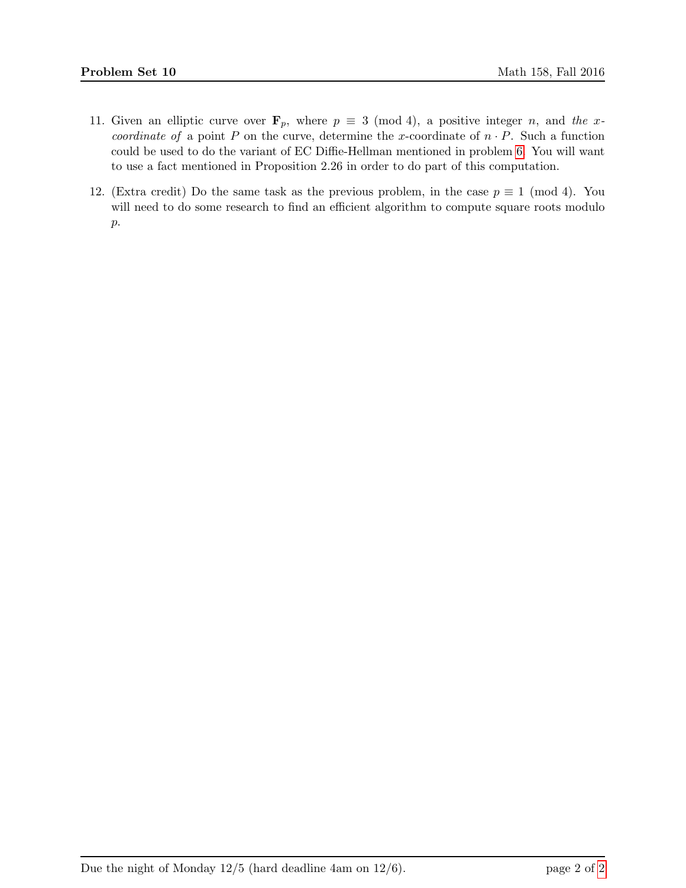11. Given an elliptic curve over $\mathbf{F}_p$, where $p \equiv 3 \pmod 4$, a positive integer $n$, and *the x-coordinate of* a point $P$ on the curve, determine the $x$-coordinate of $n \cdot P$. Such a function could be used to do the variant of EC Diffie-Hellman mentioned in problem 6. You will want to use a fact mentioned in Proposition 2.26 in order to do part of this computation.

12. (Extra credit) Do the same task as the previous problem, in the case $p \equiv 1 \pmod 4$. You will need to do some research to find an efficient algorithm to compute square roots modulo $p$.